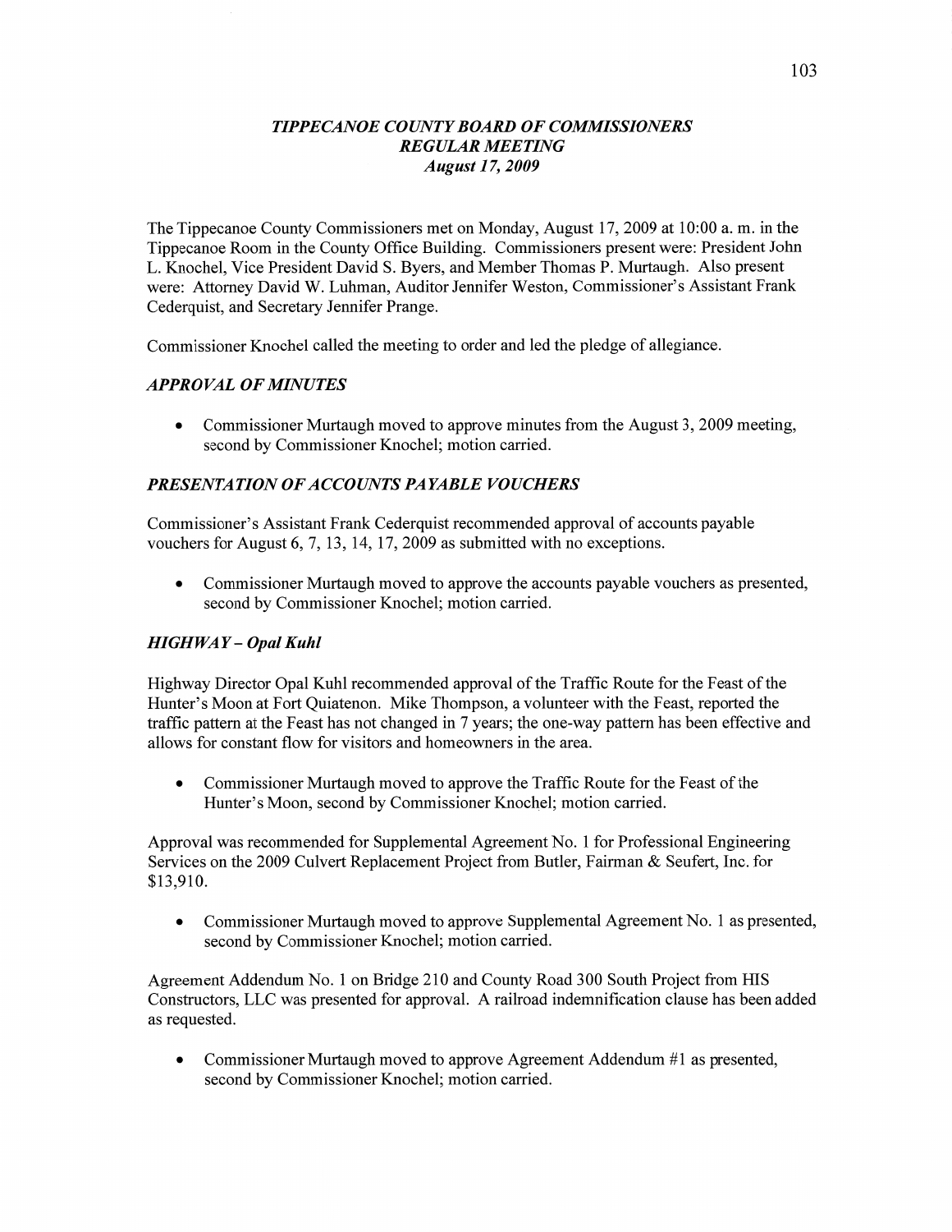## *TIPPECANOE COUNTY BOARD OF COMMISSIONERS*
## *REGULAR MEETING*
### *August 17, 2009*

The Tippecanoe County Commissioners met on Monday, August 17, 2009 at 10:00 a. m. in the Tippecanoe Room in the County Office Building. Commissioners present were: President John L. Knochel, Vice President David S. Byers, and Member Thomas P. Murtaugh. Also present were: Attorney David W. Luhman, Auditor Jennifer Weston, Commissioner's Assistant Frank Cederquist, and Secretary Jennifer Prange.

Commissioner Knochel called the meeting to order and led the pledge of allegiance.

### *APPROVAL OF MINUTES*

- Commissioner Murtaugh moved to approve minutes from the August 3, 2009 meeting, second by Commissioner Knochel; motion carried.

### *PRESENTATION OF ACCOUNTS PAYABLE VOUCHERS*

Commissioner's Assistant Frank Cederquist recommended approval of accounts payable vouchers for August 6, 7, 13, 14, 17, 2009 as submitted with no exceptions.

- Commissioner Murtaugh moved to approve the accounts payable vouchers as presented, second by Commissioner Knochel; motion carried.

### *HIGHWAY – Opal Kuhl*

Highway Director Opal Kuhl recommended approval of the Traffic Route for the Feast of the Hunter's Moon at Fort Quiatenon. Mike Thompson, a volunteer with the Feast, reported the traffic pattern at the Feast has not changed in 7 years; the one-way pattern has been effective and allows for constant flow for visitors and homeowners in the area.

- Commissioner Murtaugh moved to approve the Traffic Route for the Feast of the Hunter's Moon, second by Commissioner Knochel; motion carried.

Approval was recommended for Supplemental Agreement No. 1 for Professional Engineering Services on the 2009 Culvert Replacement Project from Butler, Fairman & Seufert, Inc. for $13,910.

- Commissioner Murtaugh moved to approve Supplemental Agreement No. 1 as presented, second by Commissioner Knochel; motion carried.

Agreement Addendum No. 1 on Bridge 210 and County Road 300 South Project from HIS Constructors, LLC was presented for approval. A railroad indemnification clause has been added as requested.

- Commissioner Murtaugh moved to approve Agreement Addendum #1 as presented, second by Commissioner Knochel; motion carried.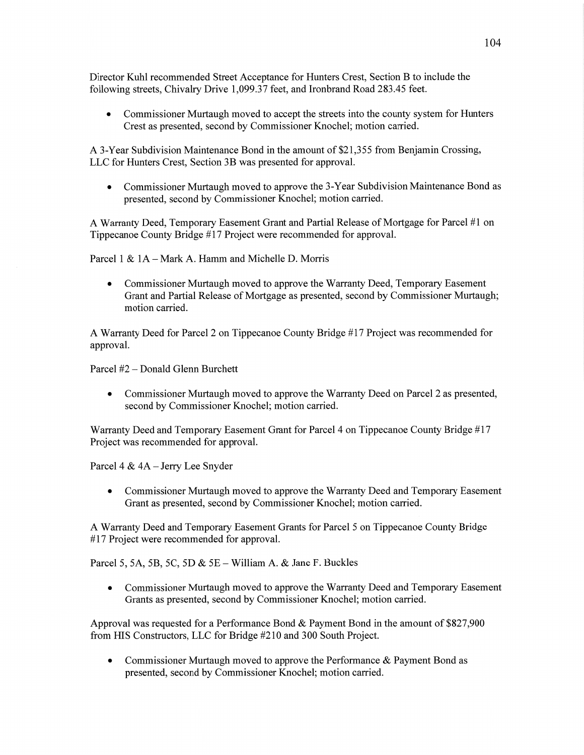Director Kuhl recommended Street Acceptance for Hunters Crest, Section B to include the following streets, Chivalry Drive 1,099.37 feet, and Ironbrand Road 283.45 feet.

- Commissioner Murtaugh moved to accept the streets into the county system for Hunters Crest as presented, second by Commissioner Knochel; motion carried.

A 3-Year Subdivision Maintenance Bond in the amount of $21,355 from Benjamin Crossing, LLC for Hunters Crest, Section 3B was presented for approval.

- Commissioner Murtaugh moved to approve the 3-Year Subdivision Maintenance Bond as presented, second by Commissioner Knochel; motion carried.

A Warranty Deed, Temporary Easement Grant and Partial Release of Mortgage for Parcel #1 on Tippecanoe County Bridge #17 Project were recommended for approval.

Parcel 1 & 1A – Mark A. Hamm and Michelle D. Morris

- Commissioner Murtaugh moved to approve the Warranty Deed, Temporary Easement Grant and Partial Release of Mortgage as presented, second by Commissioner Murtaugh; motion carried.

A Warranty Deed for Parcel 2 on Tippecanoe County Bridge #17 Project was recommended for approval.

Parcel #2 – Donald Glenn Burchett

- Commissioner Murtaugh moved to approve the Warranty Deed on Parcel 2 as presented, second by Commissioner Knochel; motion carried.

Warranty Deed and Temporary Easement Grant for Parcel 4 on Tippecanoe County Bridge #17 Project was recommended for approval.

Parcel 4 & 4A – Jerry Lee Snyder

- Commissioner Murtaugh moved to approve the Warranty Deed and Temporary Easement Grant as presented, second by Commissioner Knochel; motion carried.

A Warranty Deed and Temporary Easement Grants for Parcel 5 on Tippecanoe County Bridge #17 Project were recommended for approval.

Parcel 5, 5A, 5B, 5C, 5D & 5E – William A. & Jane F. Buckles

- Commissioner Murtaugh moved to approve the Warranty Deed and Temporary Easement Grants as presented, second by Commissioner Knochel; motion carried.

Approval was requested for a Performance Bond & Payment Bond in the amount of $827,900 from HIS Constructors, LLC for Bridge #210 and 300 South Project.

- Commissioner Murtaugh moved to approve the Performance & Payment Bond as presented, second by Commissioner Knochel; motion carried.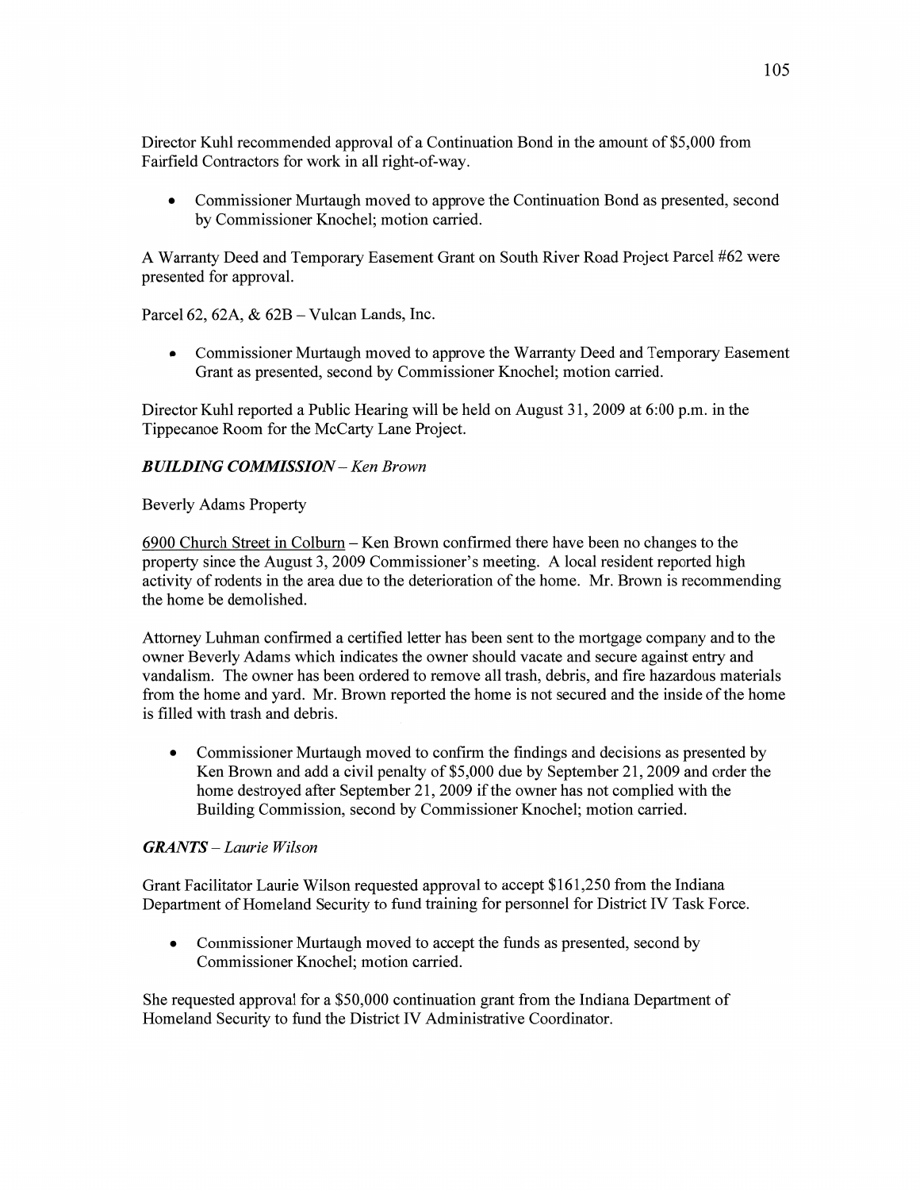Director Kuhl recommended approval of a Continuation Bond in the amount of $5,000 from Fairfield Contractors for work in all right-of-way.

- Commissioner Murtaugh moved to approve the Continuation Bond as presented, second by Commissioner Knochel; motion carried.

A Warranty Deed and Temporary Easement Grant on South River Road Project Parcel #62 were presented for approval.

Parcel 62, 62A, & 62B – Vulcan Lands, Inc.

- Commissioner Murtaugh moved to approve the Warranty Deed and Temporary Easement Grant as presented, second by Commissioner Knochel; motion carried.

Director Kuhl reported a Public Hearing will be held on August 31, 2009 at 6:00 p.m. in the Tippecanoe Room for the McCarty Lane Project.

***BUILDING COMMISSION** – Ken Brown*

Beverly Adams Property

6900 Church Street in Colburn – Ken Brown confirmed there have been no changes to the property since the August 3, 2009 Commissioner's meeting. A local resident reported high activity of rodents in the area due to the deterioration of the home. Mr. Brown is recommending the home be demolished.

Attorney Luhman confirmed a certified letter has been sent to the mortgage company and to the owner Beverly Adams which indicates the owner should vacate and secure against entry and vandalism. The owner has been ordered to remove all trash, debris, and fire hazardous materials from the home and yard. Mr. Brown reported the home is not secured and the inside of the home is filled with trash and debris.

- Commissioner Murtaugh moved to confirm the findings and decisions as presented by Ken Brown and add a civil penalty of $5,000 due by September 21, 2009 and order the home destroyed after September 21, 2009 if the owner has not complied with the Building Commission, second by Commissioner Knochel; motion carried.

***GRANTS** – Laurie Wilson*

Grant Facilitator Laurie Wilson requested approval to accept $161,250 from the Indiana Department of Homeland Security to fund training for personnel for District IV Task Force.

- Commissioner Murtaugh moved to accept the funds as presented, second by Commissioner Knochel; motion carried.

She requested approval for a $50,000 continuation grant from the Indiana Department of Homeland Security to fund the District IV Administrative Coordinator.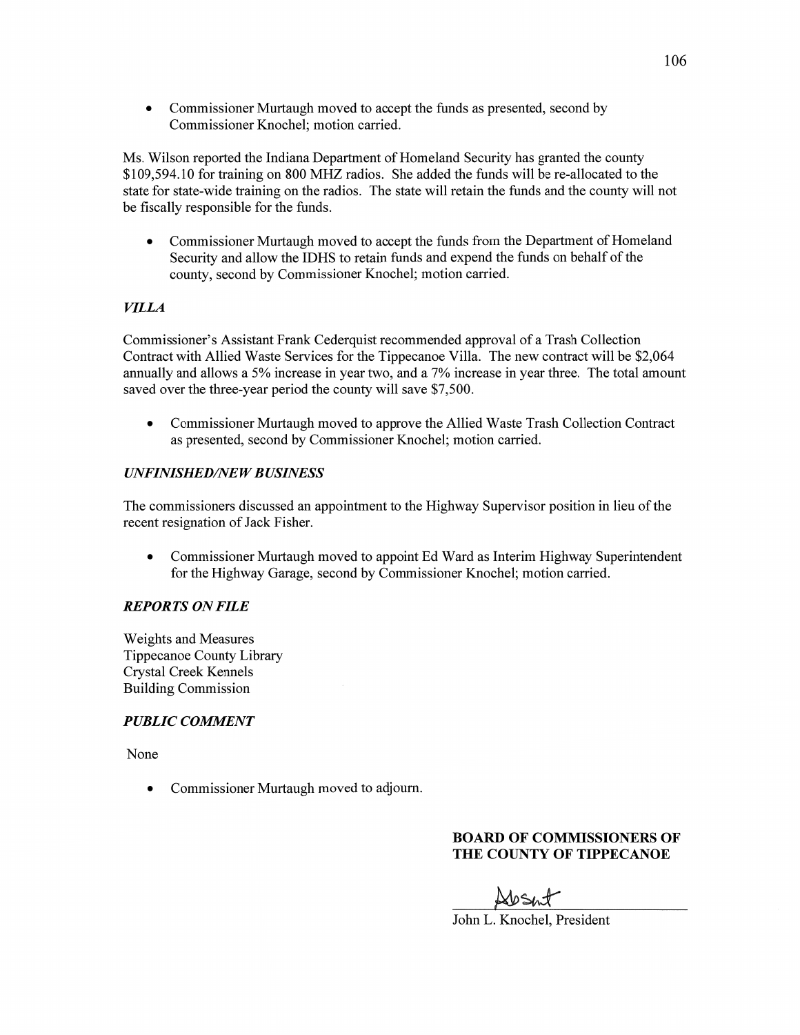- Commissioner Murtaugh moved to accept the funds as presented, second by Commissioner Knochel; motion carried.

Ms. Wilson reported the Indiana Department of Homeland Security has granted the county $109,594.10 for training on 800 MHZ radios. She added the funds will be re-allocated to the state for state-wide training on the radios. The state will retain the funds and the county will not be fiscally responsible for the funds.

- Commissioner Murtaugh moved to accept the funds from the Department of Homeland Security and allow the IDHS to retain funds and expend the funds on behalf of the county, second by Commissioner Knochel; motion carried.

### *VILLA*

Commissioner's Assistant Frank Cederquist recommended approval of a Trash Collection Contract with Allied Waste Services for the Tippecanoe Villa. The new contract will be $2,064 annually and allows a 5% increase in year two, and a 7% increase in year three. The total amount saved over the three-year period the county will save $7,500.

- Commissioner Murtaugh moved to approve the Allied Waste Trash Collection Contract as presented, second by Commissioner Knochel; motion carried.

### *UNFINISHED/NEW BUSINESS*

The commissioners discussed an appointment to the Highway Supervisor position in lieu of the recent resignation of Jack Fisher.

- Commissioner Murtaugh moved to appoint Ed Ward as Interim Highway Superintendent for the Highway Garage, second by Commissioner Knochel; motion carried.

### *REPORTS ON FILE*

Weights and Measures
Tippecanoe County Library
Crystal Creek Kennels
Building Commission

### *PUBLIC COMMENT*

None

- Commissioner Murtaugh moved to adjourn.

**BOARD OF COMMISSIONERS OF THE COUNTY OF TIPPECANOE**

Absent
John L. Knochel, President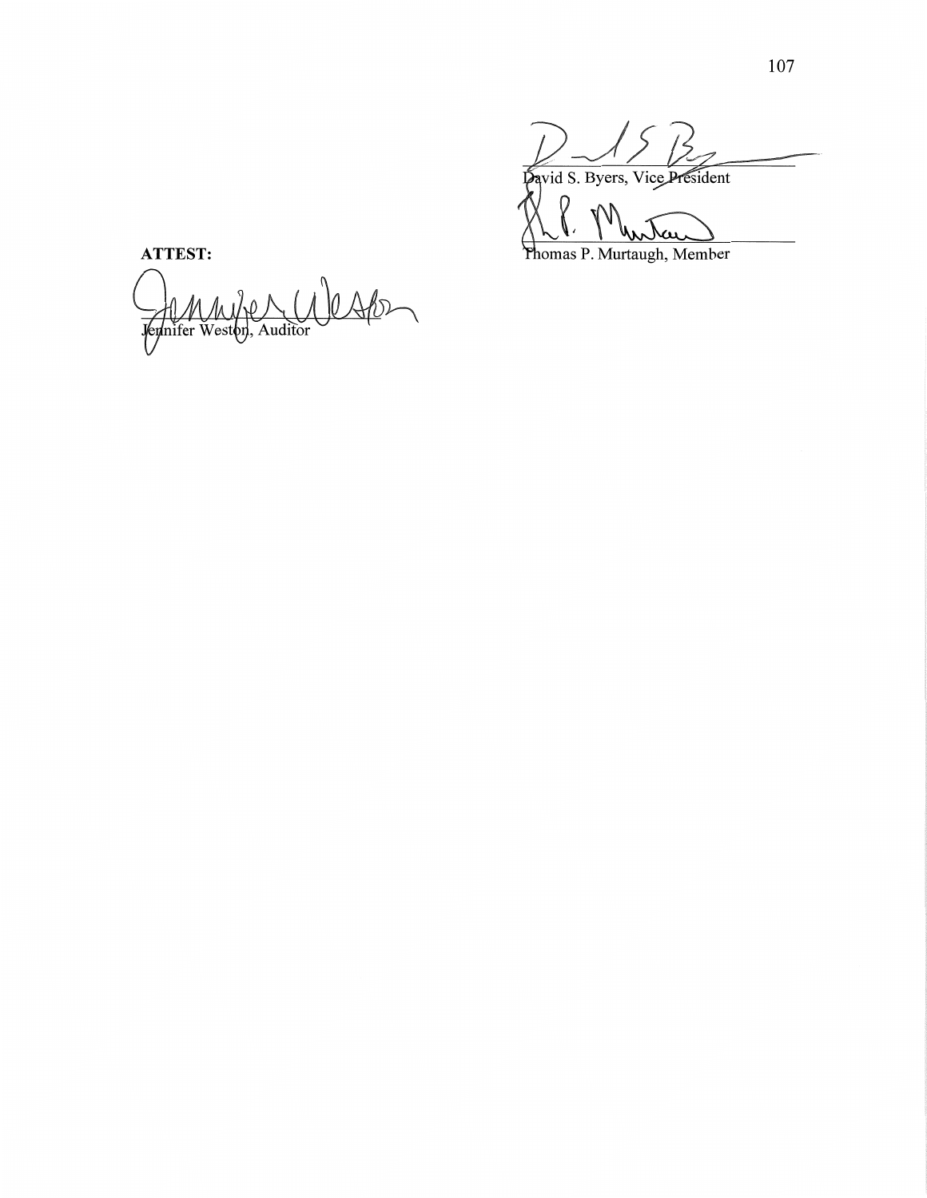David S. Byers, Vice President

Thomas P. Murtaugh, Member

**ATTEST:**

Jennifer Weston, Auditor